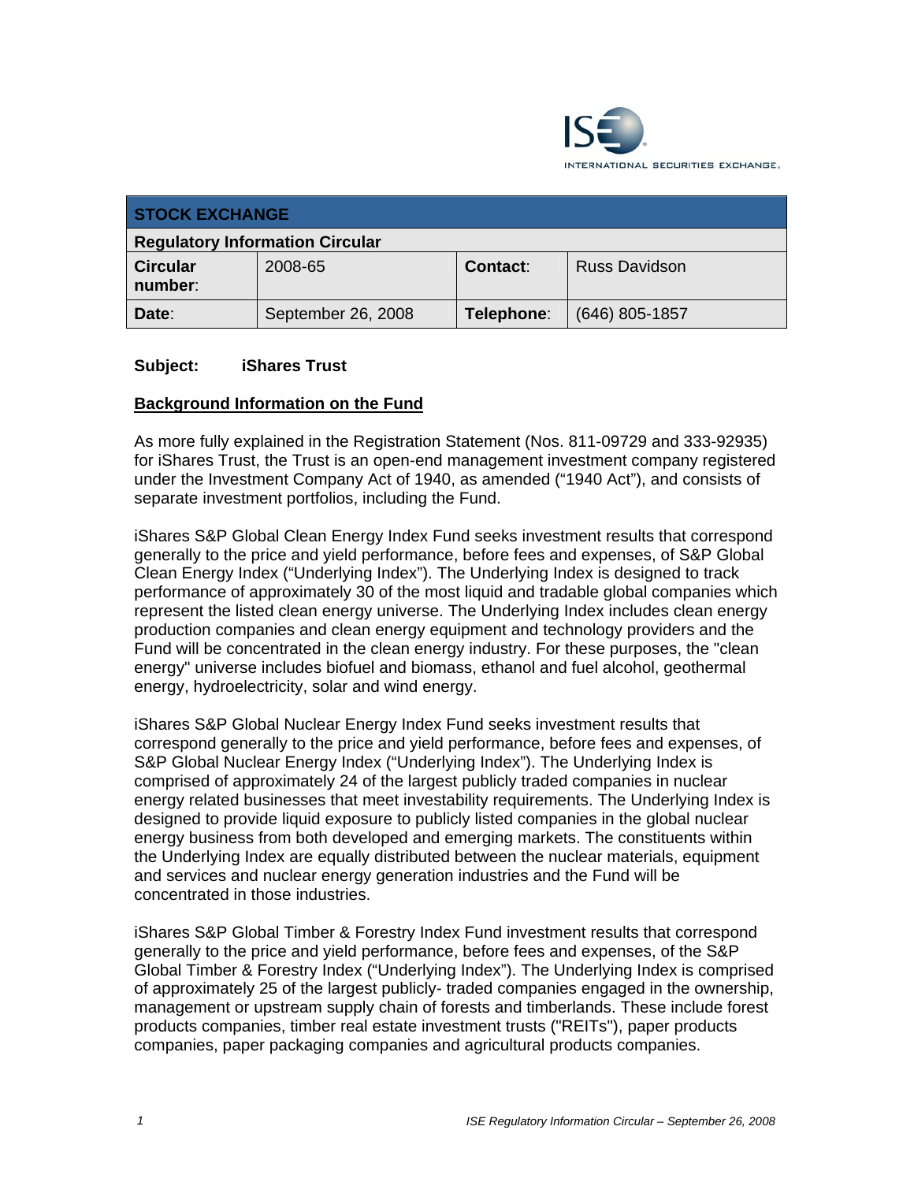| STOCK EXCHANGE | | | |
|---|---|---|---|
| **Regulatory Information Circular** | | | |
| **Circular number**: | 2008-65 | **Contact**: | Russ Davidson |
| **Date**: | September 26, 2008 | **Telephone**: | (646) 805-1857 |

**Subject: iShares Trust**

## Background Information on the Fund

As more fully explained in the Registration Statement (Nos. 811-09729 and 333-92935) for iShares Trust, the Trust is an open-end management investment company registered under the Investment Company Act of 1940, as amended ("1940 Act"), and consists of separate investment portfolios, including the Fund.

iShares S&P Global Clean Energy Index Fund seeks investment results that correspond generally to the price and yield performance, before fees and expenses, of S&P Global Clean Energy Index ("Underlying Index"). The Underlying Index is designed to track performance of approximately 30 of the most liquid and tradable global companies which represent the listed clean energy universe. The Underlying Index includes clean energy production companies and clean energy equipment and technology providers and the Fund will be concentrated in the clean energy industry. For these purposes, the "clean energy" universe includes biofuel and biomass, ethanol and fuel alcohol, geothermal energy, hydroelectricity, solar and wind energy.

iShares S&P Global Nuclear Energy Index Fund seeks investment results that correspond generally to the price and yield performance, before fees and expenses, of S&P Global Nuclear Energy Index ("Underlying Index"). The Underlying Index is comprised of approximately 24 of the largest publicly traded companies in nuclear energy related businesses that meet investability requirements. The Underlying Index is designed to provide liquid exposure to publicly listed companies in the global nuclear energy business from both developed and emerging markets. The constituents within the Underlying Index are equally distributed between the nuclear materials, equipment and services and nuclear energy generation industries and the Fund will be concentrated in those industries.

iShares S&P Global Timber & Forestry Index Fund investment results that correspond generally to the price and yield performance, before fees and expenses, of the S&P Global Timber & Forestry Index ("Underlying Index"). The Underlying Index is comprised of approximately 25 of the largest publicly- traded companies engaged in the ownership, management or upstream supply chain of forests and timberlands. These include forest products companies, timber real estate investment trusts ("REITs"), paper products companies, paper packaging companies and agricultural products companies.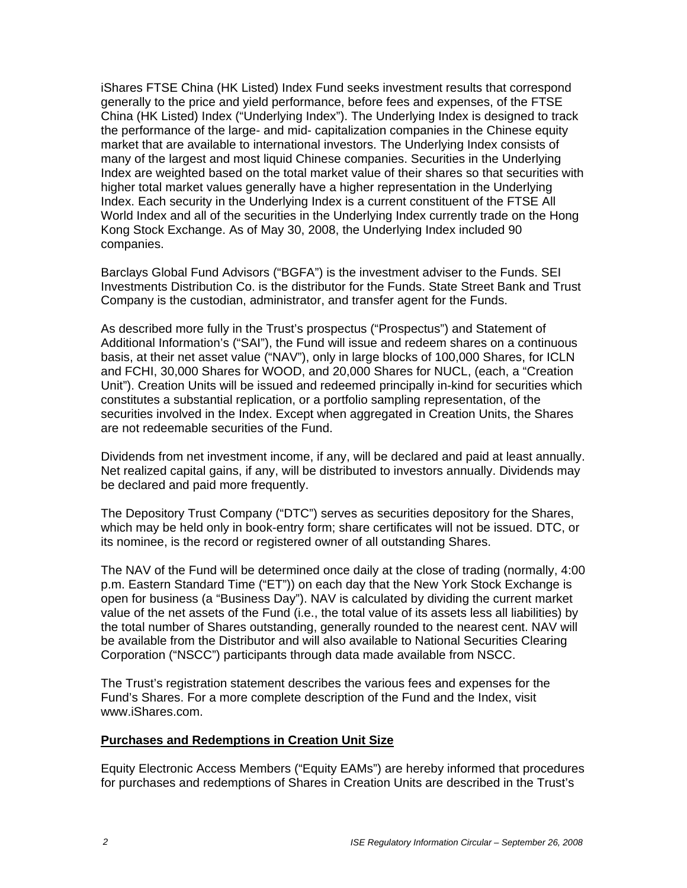iShares FTSE China (HK Listed) Index Fund seeks investment results that correspond generally to the price and yield performance, before fees and expenses, of the FTSE China (HK Listed) Index ("Underlying Index"). The Underlying Index is designed to track the performance of the large- and mid- capitalization companies in the Chinese equity market that are available to international investors. The Underlying Index consists of many of the largest and most liquid Chinese companies. Securities in the Underlying Index are weighted based on the total market value of their shares so that securities with higher total market values generally have a higher representation in the Underlying Index. Each security in the Underlying Index is a current constituent of the FTSE All World Index and all of the securities in the Underlying Index currently trade on the Hong Kong Stock Exchange. As of May 30, 2008, the Underlying Index included 90 companies.

Barclays Global Fund Advisors ("BGFA") is the investment adviser to the Funds. SEI Investments Distribution Co. is the distributor for the Funds. State Street Bank and Trust Company is the custodian, administrator, and transfer agent for the Funds.

As described more fully in the Trust's prospectus ("Prospectus") and Statement of Additional Information's ("SAI"), the Fund will issue and redeem shares on a continuous basis, at their net asset value ("NAV"), only in large blocks of 100,000 Shares, for ICLN and FCHI, 30,000 Shares for WOOD, and 20,000 Shares for NUCL, (each, a "Creation Unit"). Creation Units will be issued and redeemed principally in-kind for securities which constitutes a substantial replication, or a portfolio sampling representation, of the securities involved in the Index. Except when aggregated in Creation Units, the Shares are not redeemable securities of the Fund.

Dividends from net investment income, if any, will be declared and paid at least annually. Net realized capital gains, if any, will be distributed to investors annually. Dividends may be declared and paid more frequently.

The Depository Trust Company ("DTC") serves as securities depository for the Shares, which may be held only in book-entry form; share certificates will not be issued. DTC, or its nominee, is the record or registered owner of all outstanding Shares.

The NAV of the Fund will be determined once daily at the close of trading (normally, 4:00 p.m. Eastern Standard Time ("ET")) on each day that the New York Stock Exchange is open for business (a "Business Day"). NAV is calculated by dividing the current market value of the net assets of the Fund (i.e., the total value of its assets less all liabilities) by the total number of Shares outstanding, generally rounded to the nearest cent. NAV will be available from the Distributor and will also available to National Securities Clearing Corporation ("NSCC") participants through data made available from NSCC.

The Trust's registration statement describes the various fees and expenses for the Fund's Shares. For a more complete description of the Fund and the Index, visit www.iShares.com.

**Purchases and Redemptions in Creation Unit Size**

Equity Electronic Access Members ("Equity EAMs") are hereby informed that procedures for purchases and redemptions of Shares in Creation Units are described in the Trust's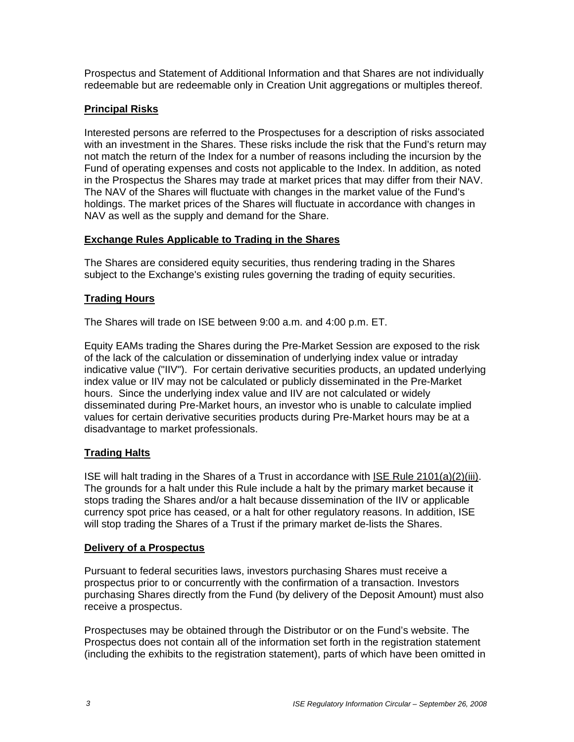Prospectus and Statement of Additional Information and that Shares are not individually redeemable but are redeemable only in Creation Unit aggregations or multiples thereof.

## Principal Risks

Interested persons are referred to the Prospectuses for a description of risks associated with an investment in the Shares. These risks include the risk that the Fund's return may not match the return of the Index for a number of reasons including the incursion by the Fund of operating expenses and costs not applicable to the Index. In addition, as noted in the Prospectus the Shares may trade at market prices that may differ from their NAV. The NAV of the Shares will fluctuate with changes in the market value of the Fund's holdings. The market prices of the Shares will fluctuate in accordance with changes in NAV as well as the supply and demand for the Share.

## Exchange Rules Applicable to Trading in the Shares

The Shares are considered equity securities, thus rendering trading in the Shares subject to the Exchange's existing rules governing the trading of equity securities.

## Trading Hours

The Shares will trade on ISE between 9:00 a.m. and 4:00 p.m. ET.

Equity EAMs trading the Shares during the Pre-Market Session are exposed to the risk of the lack of the calculation or dissemination of underlying index value or intraday indicative value ("IIV"). For certain derivative securities products, an updated underlying index value or IIV may not be calculated or publicly disseminated in the Pre-Market hours. Since the underlying index value and IIV are not calculated or widely disseminated during Pre-Market hours, an investor who is unable to calculate implied values for certain derivative securities products during Pre-Market hours may be at a disadvantage to market professionals.

## Trading Halts

ISE will halt trading in the Shares of a Trust in accordance with ISE Rule 2101(a)(2)(iii). The grounds for a halt under this Rule include a halt by the primary market because it stops trading the Shares and/or a halt because dissemination of the IIV or applicable currency spot price has ceased, or a halt for other regulatory reasons. In addition, ISE will stop trading the Shares of a Trust if the primary market de-lists the Shares.

## Delivery of a Prospectus

Pursuant to federal securities laws, investors purchasing Shares must receive a prospectus prior to or concurrently with the confirmation of a transaction. Investors purchasing Shares directly from the Fund (by delivery of the Deposit Amount) must also receive a prospectus.

Prospectuses may be obtained through the Distributor or on the Fund's website. The Prospectus does not contain all of the information set forth in the registration statement (including the exhibits to the registration statement), parts of which have been omitted in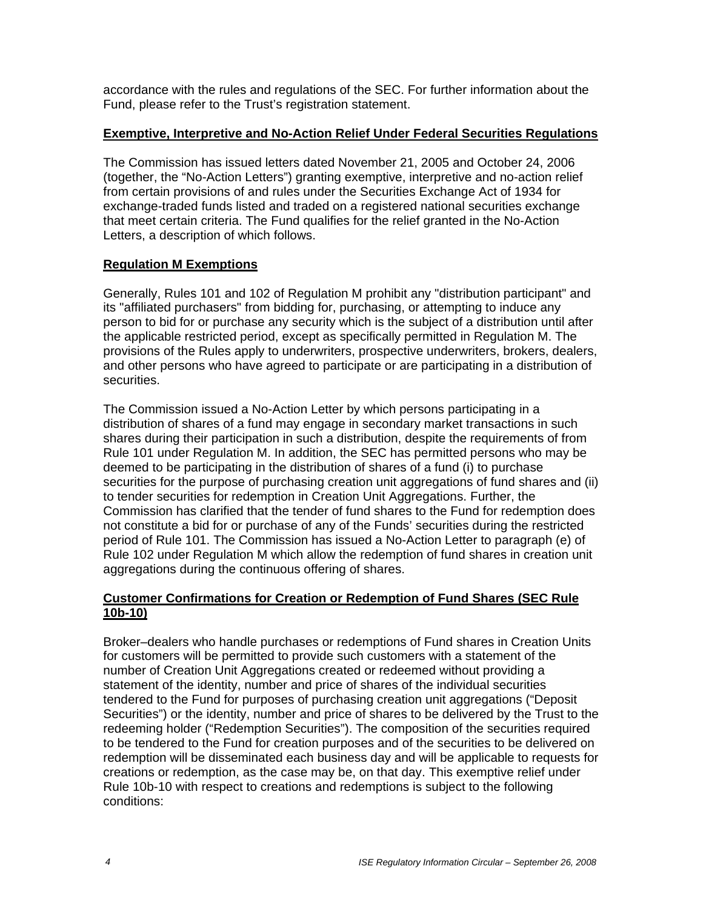accordance with the rules and regulations of the SEC. For further information about the Fund, please refer to the Trust's registration statement.

## Exemptive, Interpretive and No-Action Relief Under Federal Securities Regulations

The Commission has issued letters dated November 21, 2005 and October 24, 2006 (together, the "No-Action Letters") granting exemptive, interpretive and no-action relief from certain provisions of and rules under the Securities Exchange Act of 1934 for exchange-traded funds listed and traded on a registered national securities exchange that meet certain criteria. The Fund qualifies for the relief granted in the No-Action Letters, a description of which follows.

## Regulation M Exemptions

Generally, Rules 101 and 102 of Regulation M prohibit any "distribution participant" and its "affiliated purchasers" from bidding for, purchasing, or attempting to induce any person to bid for or purchase any security which is the subject of a distribution until after the applicable restricted period, except as specifically permitted in Regulation M. The provisions of the Rules apply to underwriters, prospective underwriters, brokers, dealers, and other persons who have agreed to participate or are participating in a distribution of securities.

The Commission issued a No-Action Letter by which persons participating in a distribution of shares of a fund may engage in secondary market transactions in such shares during their participation in such a distribution, despite the requirements of from Rule 101 under Regulation M. In addition, the SEC has permitted persons who may be deemed to be participating in the distribution of shares of a fund (i) to purchase securities for the purpose of purchasing creation unit aggregations of fund shares and (ii) to tender securities for redemption in Creation Unit Aggregations. Further, the Commission has clarified that the tender of fund shares to the Fund for redemption does not constitute a bid for or purchase of any of the Funds' securities during the restricted period of Rule 101. The Commission has issued a No-Action Letter to paragraph (e) of Rule 102 under Regulation M which allow the redemption of fund shares in creation unit aggregations during the continuous offering of shares.

## Customer Confirmations for Creation or Redemption of Fund Shares (SEC Rule 10b-10)

Broker–dealers who handle purchases or redemptions of Fund shares in Creation Units for customers will be permitted to provide such customers with a statement of the number of Creation Unit Aggregations created or redeemed without providing a statement of the identity, number and price of shares of the individual securities tendered to the Fund for purposes of purchasing creation unit aggregations ("Deposit Securities") or the identity, number and price of shares to be delivered by the Trust to the redeeming holder ("Redemption Securities"). The composition of the securities required to be tendered to the Fund for creation purposes and of the securities to be delivered on redemption will be disseminated each business day and will be applicable to requests for creations or redemption, as the case may be, on that day. This exemptive relief under Rule 10b-10 with respect to creations and redemptions is subject to the following conditions: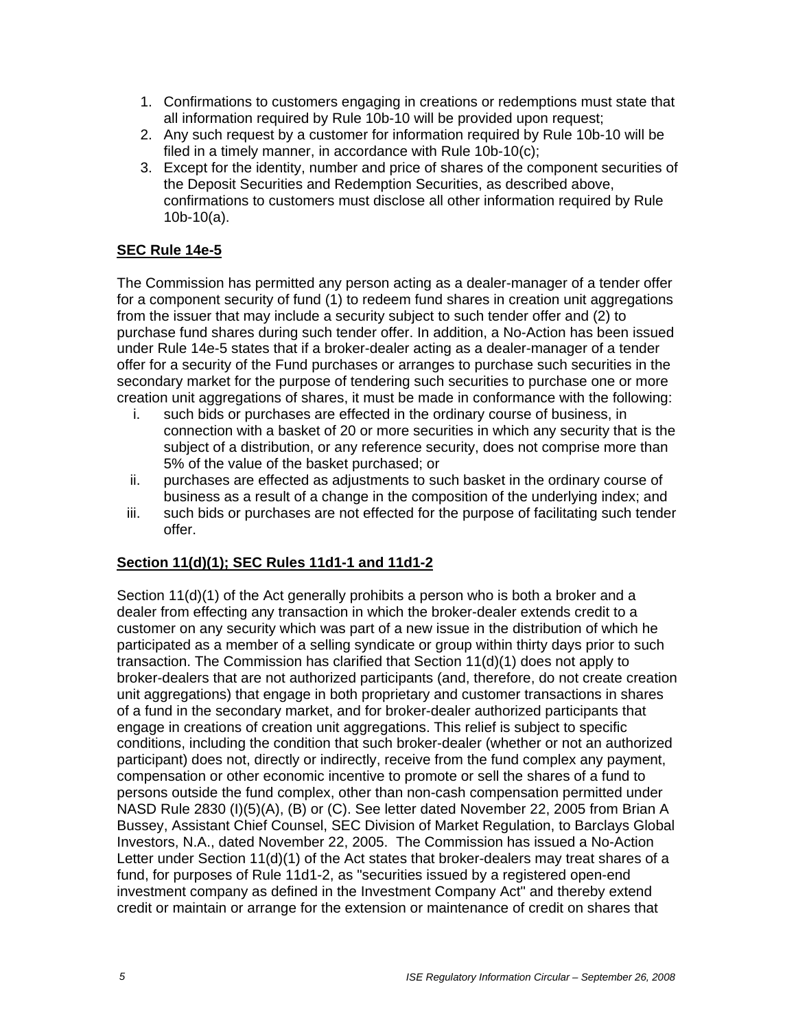1. Confirmations to customers engaging in creations or redemptions must state that all information required by Rule 10b-10 will be provided upon request;
2. Any such request by a customer for information required by Rule 10b-10 will be filed in a timely manner, in accordance with Rule 10b-10(c);
3. Except for the identity, number and price of shares of the component securities of the Deposit Securities and Redemption Securities, as described above, confirmations to customers must disclose all other information required by Rule 10b-10(a).

**SEC Rule 14e-5**

The Commission has permitted any person acting as a dealer-manager of a tender offer for a component security of fund (1) to redeem fund shares in creation unit aggregations from the issuer that may include a security subject to such tender offer and (2) to purchase fund shares during such tender offer. In addition, a No-Action has been issued under Rule 14e-5 states that if a broker-dealer acting as a dealer-manager of a tender offer for a security of the Fund purchases or arranges to purchase such securities in the secondary market for the purpose of tendering such securities to purchase one or more creation unit aggregations of shares, it must be made in conformance with the following:

i. such bids or purchases are effected in the ordinary course of business, in connection with a basket of 20 or more securities in which any security that is the subject of a distribution, or any reference security, does not comprise more than 5% of the value of the basket purchased; or
ii. purchases are effected as adjustments to such basket in the ordinary course of business as a result of a change in the composition of the underlying index; and
iii. such bids or purchases are not effected for the purpose of facilitating such tender offer.

**Section 11(d)(1); SEC Rules 11d1-1 and 11d1-2**

Section 11(d)(1) of the Act generally prohibits a person who is both a broker and a dealer from effecting any transaction in which the broker-dealer extends credit to a customer on any security which was part of a new issue in the distribution of which he participated as a member of a selling syndicate or group within thirty days prior to such transaction. The Commission has clarified that Section 11(d)(1) does not apply to broker-dealers that are not authorized participants (and, therefore, do not create creation unit aggregations) that engage in both proprietary and customer transactions in shares of a fund in the secondary market, and for broker-dealer authorized participants that engage in creations of creation unit aggregations. This relief is subject to specific conditions, including the condition that such broker-dealer (whether or not an authorized participant) does not, directly or indirectly, receive from the fund complex any payment, compensation or other economic incentive to promote or sell the shares of a fund to persons outside the fund complex, other than non-cash compensation permitted under NASD Rule 2830 (I)(5)(A), (B) or (C). See letter dated November 22, 2005 from Brian A Bussey, Assistant Chief Counsel, SEC Division of Market Regulation, to Barclays Global Investors, N.A., dated November 22, 2005. The Commission has issued a No-Action Letter under Section 11(d)(1) of the Act states that broker-dealers may treat shares of a fund, for purposes of Rule 11d1-2, as "securities issued by a registered open-end investment company as defined in the Investment Company Act" and thereby extend credit or maintain or arrange for the extension or maintenance of credit on shares that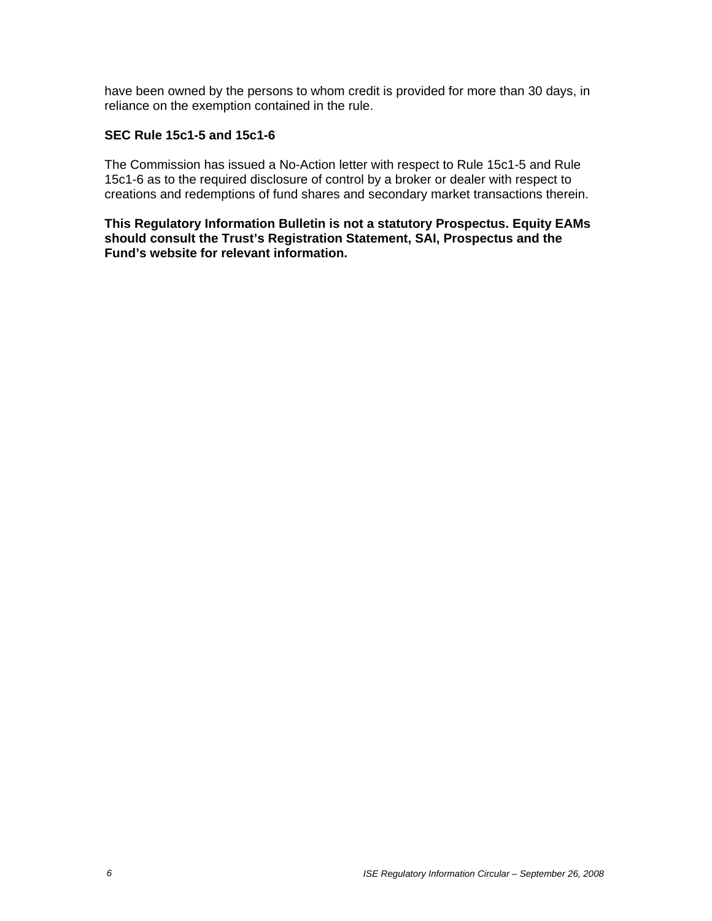have been owned by the persons to whom credit is provided for more than 30 days, in reliance on the exemption contained in the rule.

**SEC Rule 15c1-5 and 15c1-6**

The Commission has issued a No-Action letter with respect to Rule 15c1-5 and Rule 15c1-6 as to the required disclosure of control by a broker or dealer with respect to creations and redemptions of fund shares and secondary market transactions therein.

**This Regulatory Information Bulletin is not a statutory Prospectus. Equity EAMs should consult the Trust's Registration Statement, SAI, Prospectus and the Fund's website for relevant information.**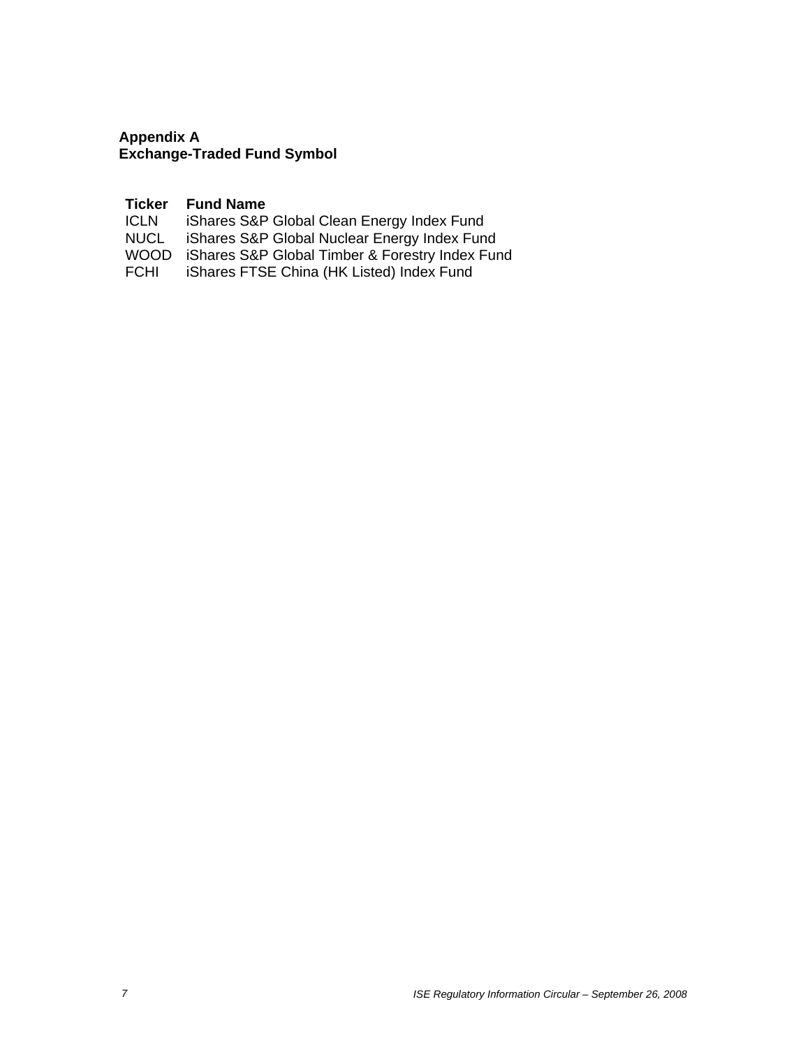**Appendix A**
**Exchange-Traded Fund Symbol**

| Ticker | Fund Name |
|---|---|
| ICLN | iShares S&P Global Clean Energy Index Fund |
| NUCL | iShares S&P Global Nuclear Energy Index Fund |
| WOOD | iShares S&P Global Timber & Forestry Index Fund |
| FCHI | iShares FTSE China (HK Listed) Index Fund |